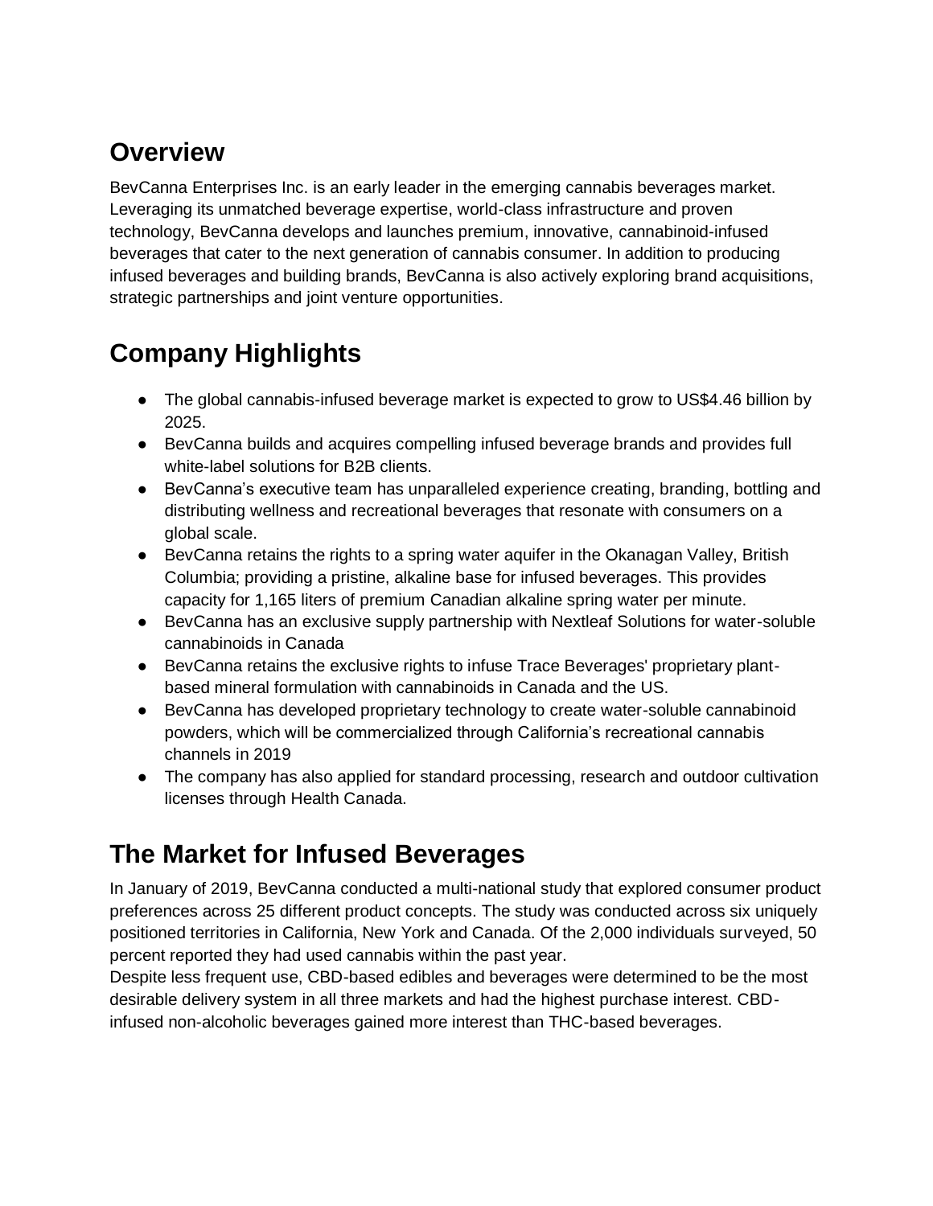## Overview

BevCanna Enterprises Inc. is an early leader in the emerging cannabis beverages market. Leveraging its unmatched beverage expertise, world-class infrastructure and proven technology, BevCanna develops and launches premium, innovative, cannabinoid-infused beverages that cater to the next generation of cannabis consumer. In addition to producing infused beverages and building brands, BevCanna is also actively exploring brand acquisitions, strategic partnerships and joint venture opportunities.

## Company Highlights

- The global cannabis-infused beverage market is expected to grow to US$4.46 billion by 2025.
- BevCanna builds and acquires compelling infused beverage brands and provides full white-label solutions for B2B clients.
- BevCanna's executive team has unparalleled experience creating, branding, bottling and distributing wellness and recreational beverages that resonate with consumers on a global scale.
- BevCanna retains the rights to a spring water aquifer in the Okanagan Valley, British Columbia; providing a pristine, alkaline base for infused beverages. This provides capacity for 1,165 liters of premium Canadian alkaline spring water per minute.
- BevCanna has an exclusive supply partnership with Nextleaf Solutions for water-soluble cannabinoids in Canada
- BevCanna retains the exclusive rights to infuse Trace Beverages' proprietary plant-based mineral formulation with cannabinoids in Canada and the US.
- BevCanna has developed proprietary technology to create water-soluble cannabinoid powders, which will be commercialized through California's recreational cannabis channels in 2019
- The company has also applied for standard processing, research and outdoor cultivation licenses through Health Canada.

## The Market for Infused Beverages

In January of 2019, BevCanna conducted a multi-national study that explored consumer product preferences across 25 different product concepts. The study was conducted across six uniquely positioned territories in California, New York and Canada. Of the 2,000 individuals surveyed, 50 percent reported they had used cannabis within the past year.

Despite less frequent use, CBD-based edibles and beverages were determined to be the most desirable delivery system in all three markets and had the highest purchase interest. CBD-infused non-alcoholic beverages gained more interest than THC-based beverages.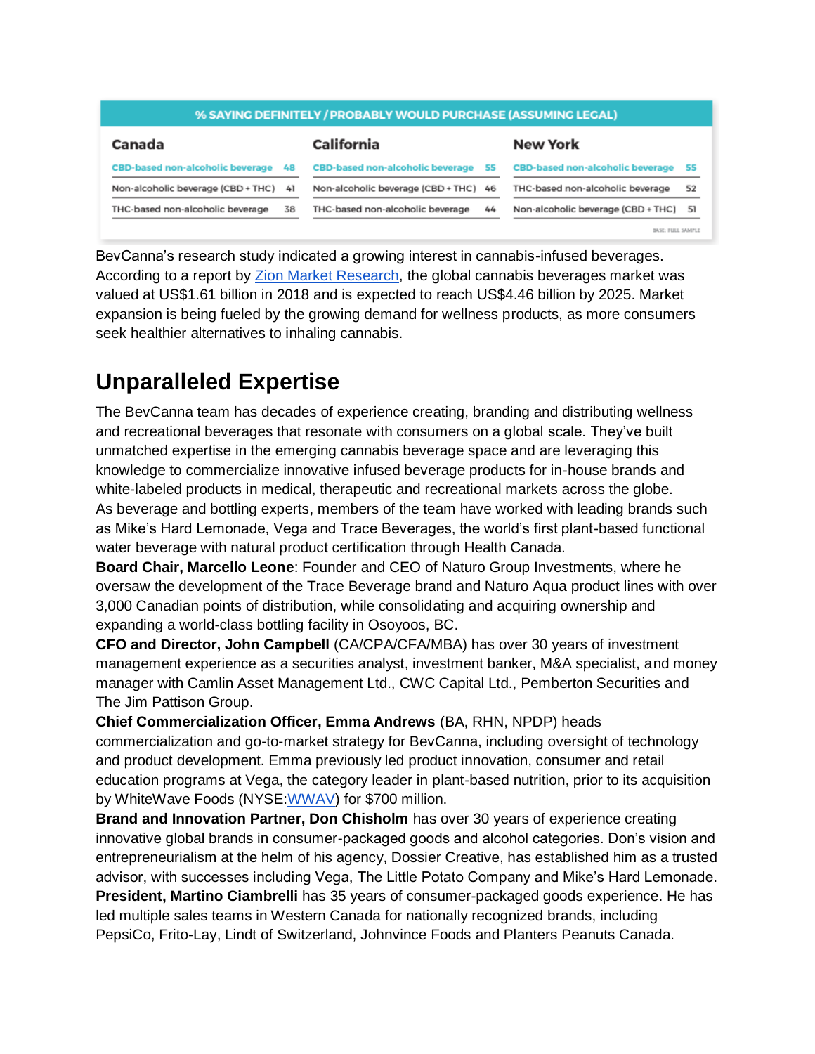| % SAYING DEFINITELY / PROBABLY WOULD PURCHASE (ASSUMING LEGAL) | | | | | |
|---|---|---|---|---|---|
| **Canada** | | **California** | | **New York** | |
| CBD-based non-alcoholic beverage | 48 | CBD-based non-alcoholic beverage | 55 | CBD-based non-alcoholic beverage | 55 |
| Non-alcoholic beverage (CBD + THC) | 41 | Non-alcoholic beverage (CBD + THC) | 46 | THC-based non-alcoholic beverage | 52 |
| THC-based non-alcoholic beverage | 38 | THC-based non-alcoholic beverage | 44 | Non-alcoholic beverage (CBD + THC) | 51 |

BASE: FULL SAMPLE

BevCanna's research study indicated a growing interest in cannabis-infused beverages. According to a report by Zion Market Research, the global cannabis beverages market was valued at US$1.61 billion in 2018 and is expected to reach US$4.46 billion by 2025. Market expansion is being fueled by the growing demand for wellness products, as more consumers seek healthier alternatives to inhaling cannabis.

## Unparalleled Expertise

The BevCanna team has decades of experience creating, branding and distributing wellness and recreational beverages that resonate with consumers on a global scale. They've built unmatched expertise in the emerging cannabis beverage space and are leveraging this knowledge to commercialize innovative infused beverage products for in-house brands and white-labeled products in medical, therapeutic and recreational markets across the globe.

As beverage and bottling experts, members of the team have worked with leading brands such as Mike's Hard Lemonade, Vega and Trace Beverages, the world's first plant-based functional water beverage with natural product certification through Health Canada.

**Board Chair, Marcello Leone**: Founder and CEO of Naturo Group Investments, where he oversaw the development of the Trace Beverage brand and Naturo Aqua product lines with over 3,000 Canadian points of distribution, while consolidating and acquiring ownership and expanding a world-class bottling facility in Osoyoos, BC.

**CFO and Director, John Campbell** (CA/CPA/CFA/MBA) has over 30 years of investment management experience as a securities analyst, investment banker, M&A specialist, and money manager with Camlin Asset Management Ltd., CWC Capital Ltd., Pemberton Securities and The Jim Pattison Group.

**Chief Commercialization Officer, Emma Andrews** (BA, RHN, NPDP) heads commercialization and go-to-market strategy for BevCanna, including oversight of technology and product development. Emma previously led product innovation, consumer and retail education programs at Vega, the category leader in plant-based nutrition, prior to its acquisition by WhiteWave Foods (NYSE:WWAV) for $700 million.

**Brand and Innovation Partner, Don Chisholm** has over 30 years of experience creating innovative global brands in consumer-packaged goods and alcohol categories. Don's vision and entrepreneurialism at the helm of his agency, Dossier Creative, has established him as a trusted advisor, with successes including Vega, The Little Potato Company and Mike's Hard Lemonade.

**President, Martino Ciambrelli** has 35 years of consumer-packaged goods experience. He has led multiple sales teams in Western Canada for nationally recognized brands, including PepsiCo, Frito-Lay, Lindt of Switzerland, Johnvince Foods and Planters Peanuts Canada.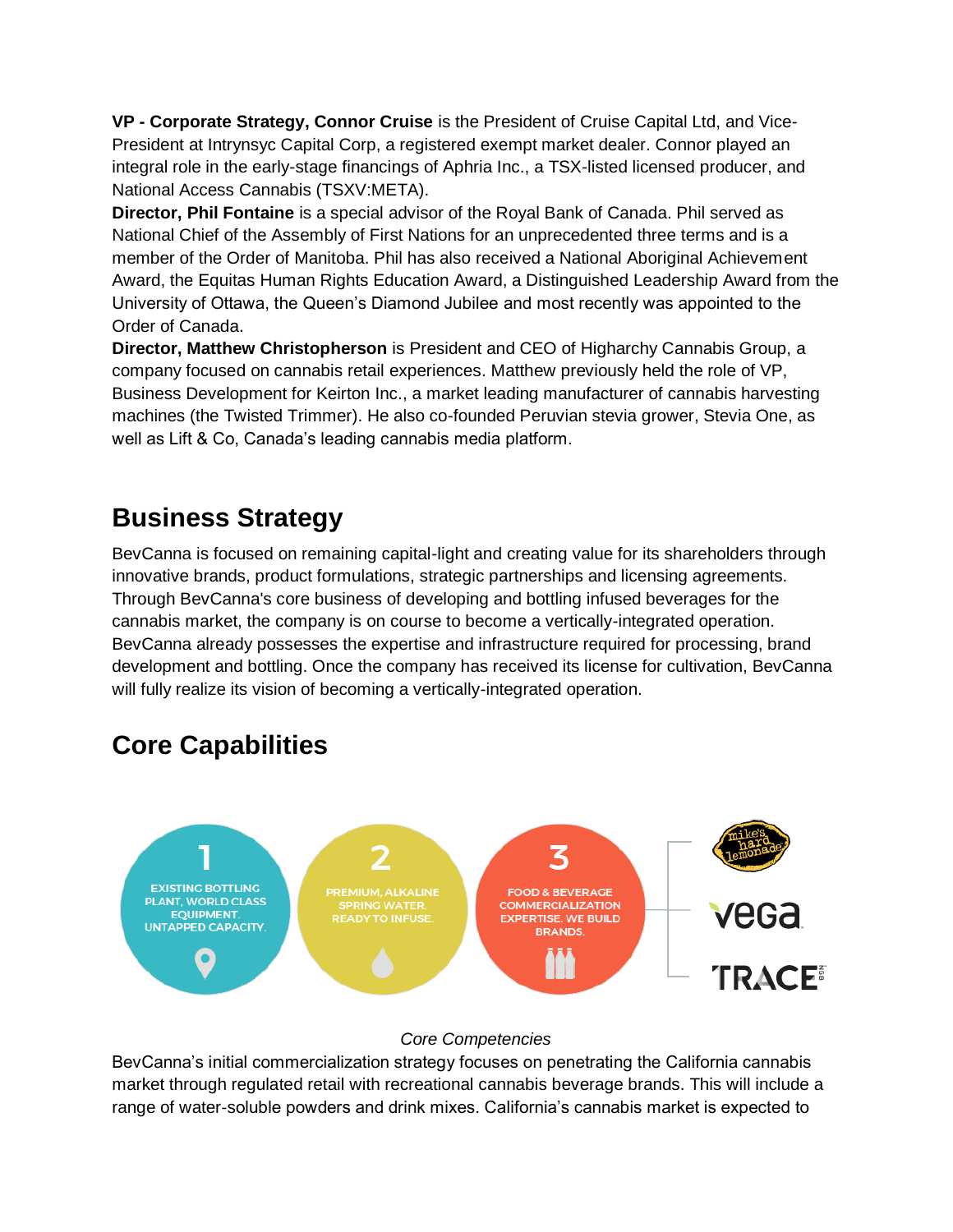**VP - Corporate Strategy, Connor Cruise** is the President of Cruise Capital Ltd, and Vice-President at Intrynsyc Capital Corp, a registered exempt market dealer. Connor played an integral role in the early-stage financings of Aphria Inc., a TSX-listed licensed producer, and National Access Cannabis (TSXV:META).

**Director, Phil Fontaine** is a special advisor of the Royal Bank of Canada. Phil served as National Chief of the Assembly of First Nations for an unprecedented three terms and is a member of the Order of Manitoba. Phil has also received a National Aboriginal Achievement Award, the Equitas Human Rights Education Award, a Distinguished Leadership Award from the University of Ottawa, the Queen's Diamond Jubilee and most recently was appointed to the Order of Canada.

**Director, Matthew Christopherson** is President and CEO of Higharchy Cannabis Group, a company focused on cannabis retail experiences. Matthew previously held the role of VP, Business Development for Keirton Inc., a market leading manufacturer of cannabis harvesting machines (the Twisted Trimmer). He also co-founded Peruvian stevia grower, Stevia One, as well as Lift & Co, Canada's leading cannabis media platform.

## Business Strategy

BevCanna is focused on remaining capital-light and creating value for its shareholders through innovative brands, product formulations, strategic partnerships and licensing agreements. Through BevCanna's core business of developing and bottling infused beverages for the cannabis market, the company is on course to become a vertically-integrated operation. BevCanna already possesses the expertise and infrastructure required for processing, brand development and bottling. Once the company has received its license for cultivation, BevCanna will fully realize its vision of becoming a vertically-integrated operation.

## Core Capabilities

1 EXISTING BOTTLING PLANT, WORLD CLASS EQUIPMENT. UNTAPPED CAPACITY.

2 PREMIUM, ALKALINE SPRING WATER. READY TO INFUSE.

3 FOOD & BEVERAGE COMMERCIALIZATION EXPERTISE. WE BUILD BRANDS.

mike's hard lemonade | vega | TRACE

*Core Competencies*

BevCanna's initial commercialization strategy focuses on penetrating the California cannabis market through regulated retail with recreational cannabis beverage brands. This will include a range of water-soluble powders and drink mixes. California's cannabis market is expected to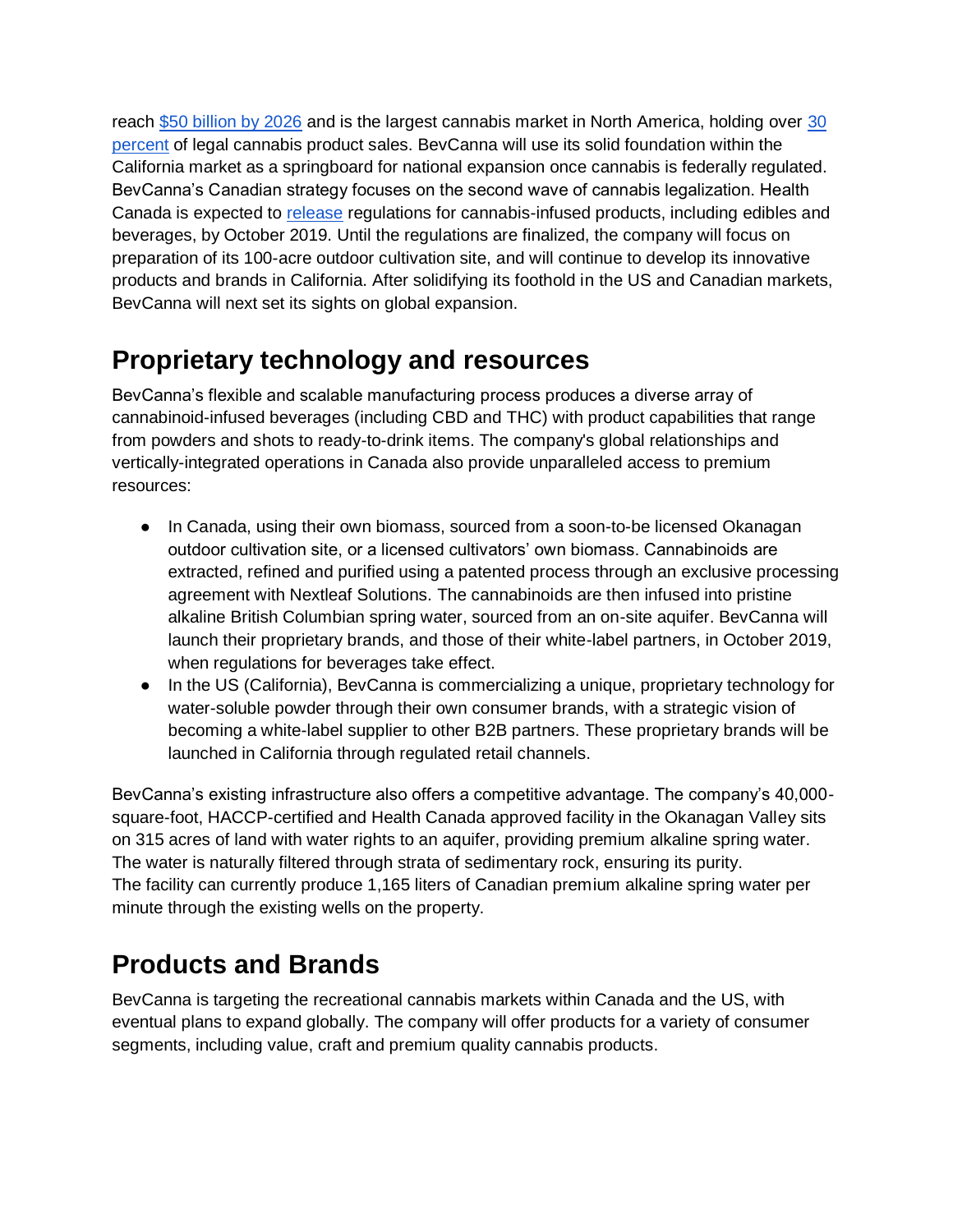reach [$50 billion by 2026] and is the largest cannabis market in North America, holding over [30 percent] of legal cannabis product sales. BevCanna will use its solid foundation within the California market as a springboard for national expansion once cannabis is federally regulated. BevCanna's Canadian strategy focuses on the second wave of cannabis legalization. Health Canada is expected to [release] regulations for cannabis-infused products, including edibles and beverages, by October 2019. Until the regulations are finalized, the company will focus on preparation of its 100-acre outdoor cultivation site, and will continue to develop its innovative products and brands in California. After solidifying its foothold in the US and Canadian markets, BevCanna will next set its sights on global expansion.

## Proprietary technology and resources

BevCanna's flexible and scalable manufacturing process produces a diverse array of cannabinoid-infused beverages (including CBD and THC) with product capabilities that range from powders and shots to ready-to-drink items. The company's global relationships and vertically-integrated operations in Canada also provide unparalleled access to premium resources:

- In Canada, using their own biomass, sourced from a soon-to-be licensed Okanagan outdoor cultivation site, or a licensed cultivators' own biomass. Cannabinoids are extracted, refined and purified using a patented process through an exclusive processing agreement with Nextleaf Solutions. The cannabinoids are then infused into pristine alkaline British Columbian spring water, sourced from an on-site aquifer. BevCanna will launch their proprietary brands, and those of their white-label partners, in October 2019, when regulations for beverages take effect.
- In the US (California), BevCanna is commercializing a unique, proprietary technology for water-soluble powder through their own consumer brands, with a strategic vision of becoming a white-label supplier to other B2B partners. These proprietary brands will be launched in California through regulated retail channels.

BevCanna's existing infrastructure also offers a competitive advantage. The company's 40,000-square-foot, HACCP-certified and Health Canada approved facility in the Okanagan Valley sits on 315 acres of land with water rights to an aquifer, providing premium alkaline spring water. The water is naturally filtered through strata of sedimentary rock, ensuring its purity. The facility can currently produce 1,165 liters of Canadian premium alkaline spring water per minute through the existing wells on the property.

## Products and Brands

BevCanna is targeting the recreational cannabis markets within Canada and the US, with eventual plans to expand globally. The company will offer products for a variety of consumer segments, including value, craft and premium quality cannabis products.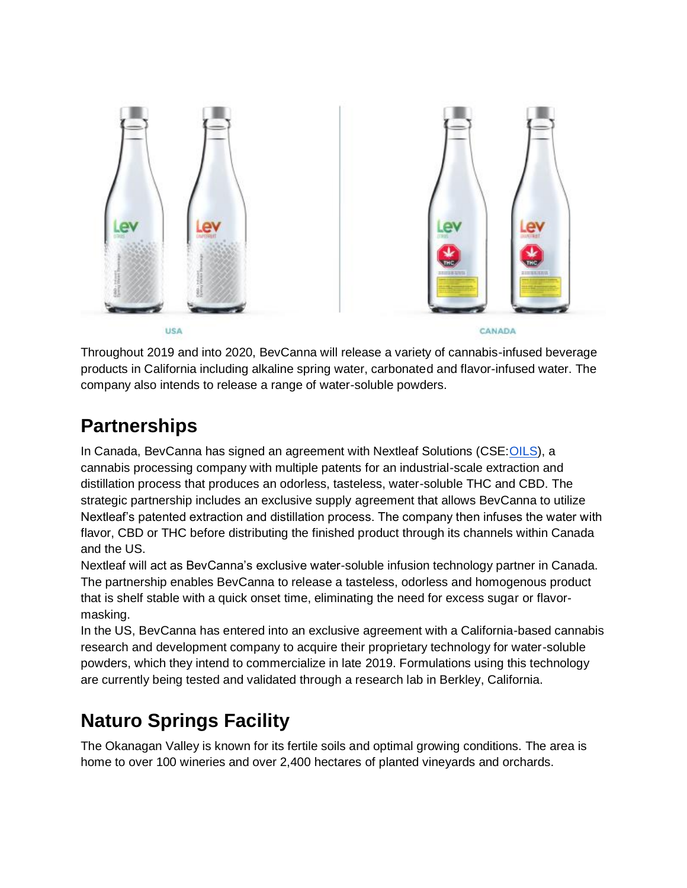USA

CANADA

Throughout 2019 and into 2020, BevCanna will release a variety of cannabis-infused beverage products in California including alkaline spring water, carbonated and flavor-infused water. The company also intends to release a range of water-soluble powders.

## Partnerships

In Canada, BevCanna has signed an agreement with Nextleaf Solutions (CSE:OILS), a cannabis processing company with multiple patents for an industrial-scale extraction and distillation process that produces an odorless, tasteless, water-soluble THC and CBD. The strategic partnership includes an exclusive supply agreement that allows BevCanna to utilize Nextleaf's patented extraction and distillation process. The company then infuses the water with flavor, CBD or THC before distributing the finished product through its channels within Canada and the US.

Nextleaf will act as BevCanna's exclusive water-soluble infusion technology partner in Canada. The partnership enables BevCanna to release a tasteless, odorless and homogenous product that is shelf stable with a quick onset time, eliminating the need for excess sugar or flavor-masking.

In the US, BevCanna has entered into an exclusive agreement with a California-based cannabis research and development company to acquire their proprietary technology for water-soluble powders, which they intend to commercialize in late 2019. Formulations using this technology are currently being tested and validated through a research lab in Berkley, California.

## Naturo Springs Facility

The Okanagan Valley is known for its fertile soils and optimal growing conditions. The area is home to over 100 wineries and over 2,400 hectares of planted vineyards and orchards.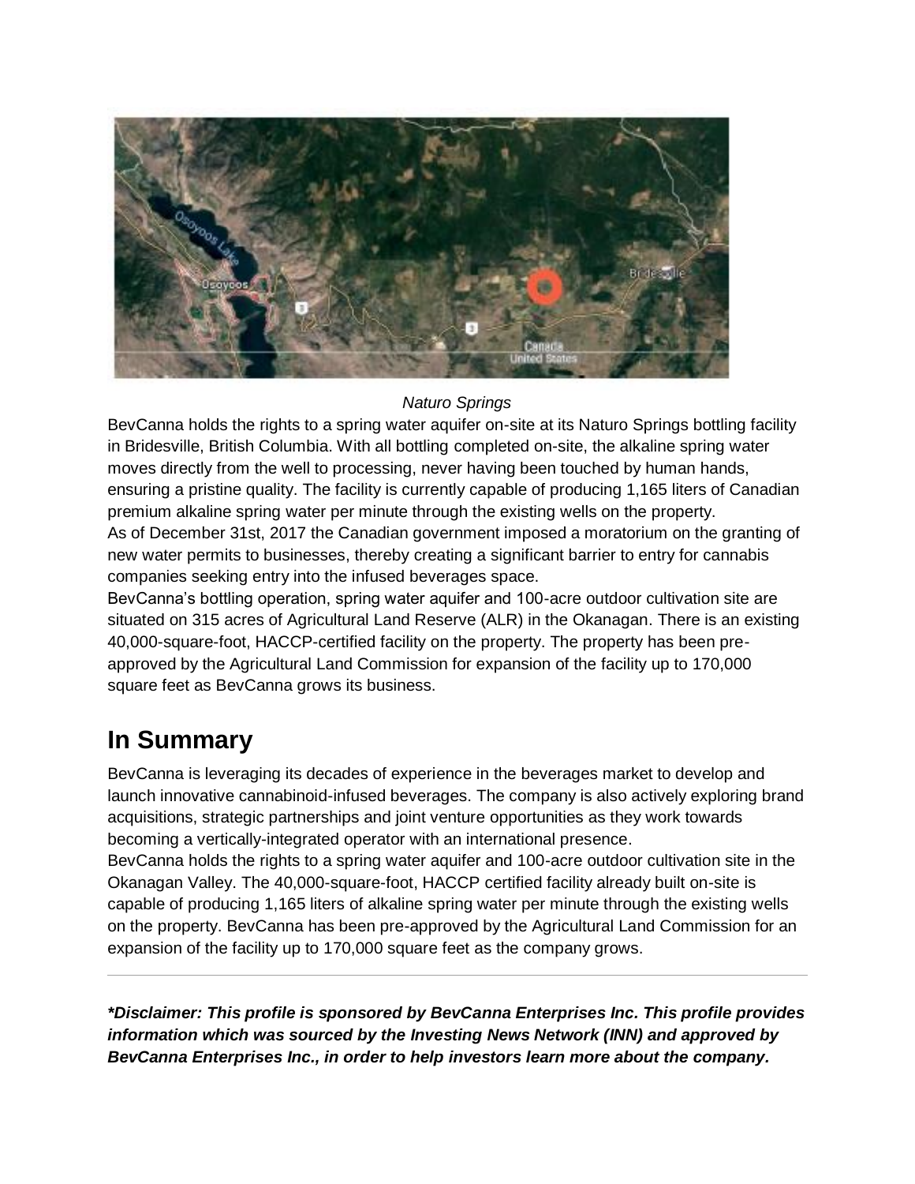*Naturo Springs*

BevCanna holds the rights to a spring water aquifer on-site at its Naturo Springs bottling facility in Bridesville, British Columbia. With all bottling completed on-site, the alkaline spring water moves directly from the well to processing, never having been touched by human hands, ensuring a pristine quality. The facility is currently capable of producing 1,165 liters of Canadian premium alkaline spring water per minute through the existing wells on the property.

As of December 31st, 2017 the Canadian government imposed a moratorium on the granting of new water permits to businesses, thereby creating a significant barrier to entry for cannabis companies seeking entry into the infused beverages space.

BevCanna's bottling operation, spring water aquifer and 100-acre outdoor cultivation site are situated on 315 acres of Agricultural Land Reserve (ALR) in the Okanagan. There is an existing 40,000-square-foot, HACCP-certified facility on the property. The property has been pre-approved by the Agricultural Land Commission for expansion of the facility up to 170,000 square feet as BevCanna grows its business.

## In Summary

BevCanna is leveraging its decades of experience in the beverages market to develop and launch innovative cannabinoid-infused beverages. The company is also actively exploring brand acquisitions, strategic partnerships and joint venture opportunities as they work towards becoming a vertically-integrated operator with an international presence.

BevCanna holds the rights to a spring water aquifer and 100-acre outdoor cultivation site in the Okanagan Valley. The 40,000-square-foot, HACCP certified facility already built on-site is capable of producing 1,165 liters of alkaline spring water per minute through the existing wells on the property. BevCanna has been pre-approved by the Agricultural Land Commission for an expansion of the facility up to 170,000 square feet as the company grows.

---

***Disclaimer: This profile is sponsored by BevCanna Enterprises Inc. This profile provides information which was sourced by the Investing News Network (INN) and approved by BevCanna Enterprises Inc., in order to help investors learn more about the company.***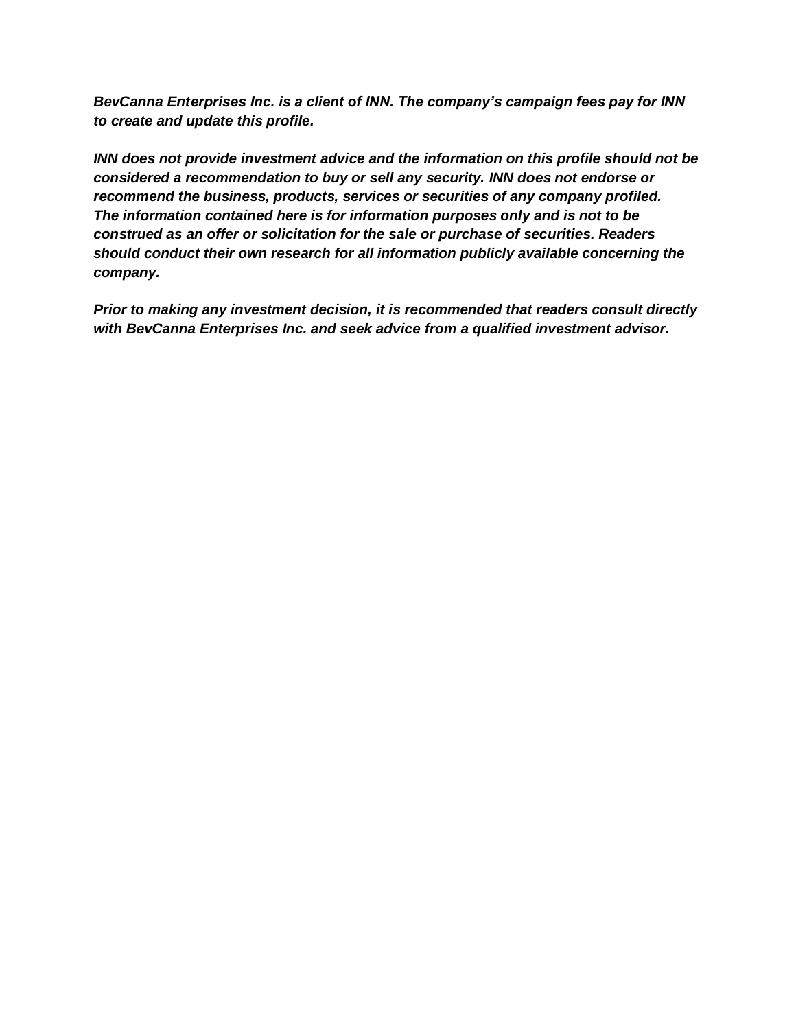*BevCanna Enterprises Inc. is a client of INN. The company's campaign fees pay for INN to create and update this profile.*

*INN does not provide investment advice and the information on this profile should not be considered a recommendation to buy or sell any security. INN does not endorse or recommend the business, products, services or securities of any company profiled. The information contained here is for information purposes only and is not to be construed as an offer or solicitation for the sale or purchase of securities. Readers should conduct their own research for all information publicly available concerning the company.*

*Prior to making any investment decision, it is recommended that readers consult directly with BevCanna Enterprises Inc. and seek advice from a qualified investment advisor.*